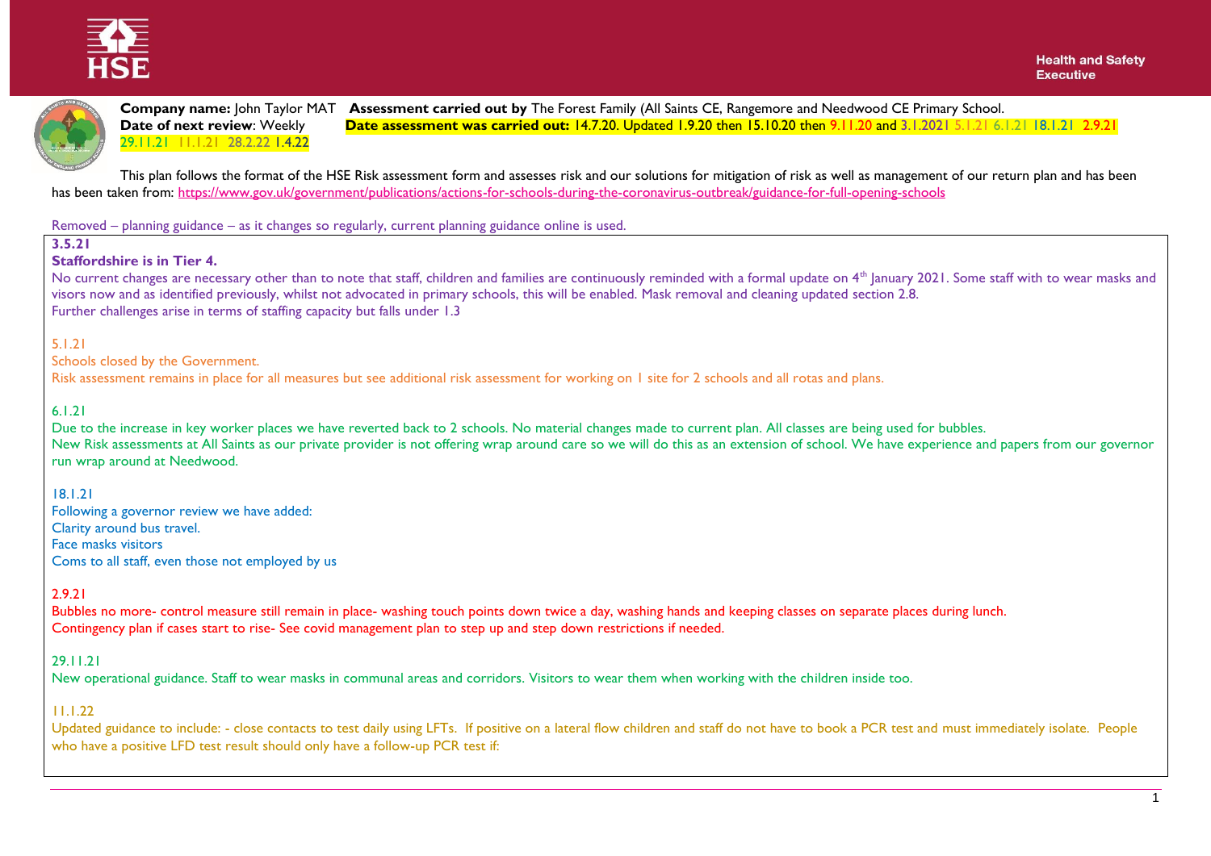Health and Safety Executive

**Company name:** John Taylor MAT **Assessment carried out by** The Forest Family (All Saints CE, Rangemore and Needwood CE Primary School.
**Date of next review**: Weekly 29.11.21 11.1.21 28.2.22 1.4.22 **Date assessment was carried out:** 14.7.20. Updated 1.9.20 then 15.10.20 then 9.11.20 and 3.1.2021 5.1.21 6.1.21 18.1.21 2.9.21

This plan follows the format of the HSE Risk assessment form and assesses risk and our solutions for mitigation of risk as well as management of our return plan and has been has been taken from: https://www.gov.uk/government/publications/actions-for-schools-during-the-coronavirus-outbreak/guidance-for-full-opening-schools

Removed – planning guidance – as it changes so regularly, current planning guidance online is used.

**3.5.21**

**Staffordshire is in Tier 4.**

No current changes are necessary other than to note that staff, children and families are continuously reminded with a formal update on 4th January 2021. Some staff with to wear masks and visors now and as identified previously, whilst not advocated in primary schools, this will be enabled. Mask removal and cleaning updated section 2.8.
Further challenges arise in terms of staffing capacity but falls under 1.3

5.1.21

Schools closed by the Government.
Risk assessment remains in place for all measures but see additional risk assessment for working on 1 site for 2 schools and all rotas and plans.

6.1.21

Due to the increase in key worker places we have reverted back to 2 schools. No material changes made to current plan. All classes are being used for bubbles.
New Risk assessments at All Saints as our private provider is not offering wrap around care so we will do this as an extension of school. We have experience and papers from our governor run wrap around at Needwood.

18.1.21

Following a governor review we have added:
Clarity around bus travel.
Face masks visitors
Coms to all staff, even those not employed by us

2.9.21

Bubbles no more- control measure still remain in place- washing touch points down twice a day, washing hands and keeping classes on separate places during lunch.
Contingency plan if cases start to rise- See covid management plan to step up and step down restrictions if needed.

29.11.21

New operational guidance. Staff to wear masks in communal areas and corridors. Visitors to wear them when working with the children inside too.

11.1.22

Updated guidance to include: - close contacts to test daily using LFTs. If positive on a lateral flow children and staff do not have to book a PCR test and must immediately isolate. People who have a positive LFD test result should only have a follow-up PCR test if: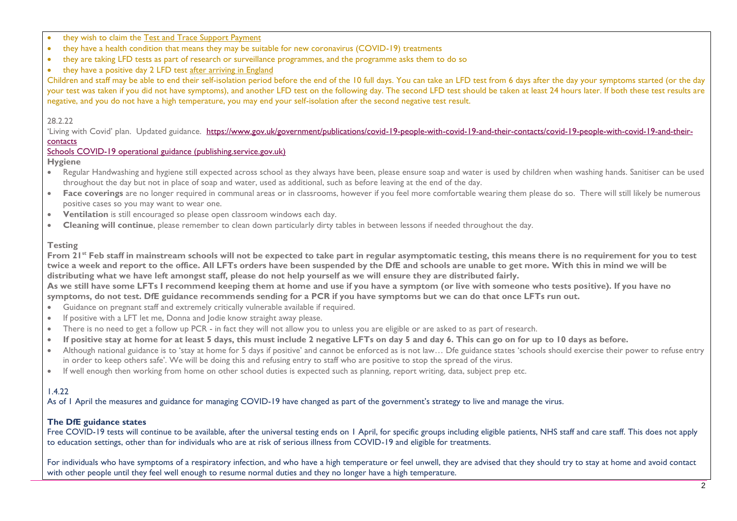- they wish to claim the [Test and Trace Support Payment]
- they have a health condition that means they may be suitable for new coronavirus (COVID-19) treatments
- they are taking LFD tests as part of research or surveillance programmes, and the programme asks them to do so
- they have a positive day 2 LFD test after arriving in England

Children and staff may be able to end their self-isolation period before the end of the 10 full days. You can take an LFD test from 6 days after the day your symptoms started (or the day your test was taken if you did not have symptoms), and another LFD test on the following day. The second LFD test should be taken at least 24 hours later. If both these test results are negative, and you do not have a high temperature, you may end your self-isolation after the second negative test result.

28.2.22

'Living with Covid' plan. Updated guidance. https://www.gov.uk/government/publications/covid-19-people-with-covid-19-and-their-contacts/covid-19-people-with-covid-19-and-their-contacts

Schools COVID-19 operational guidance (publishing.service.gov.uk)

**Hygiene**

- Regular Handwashing and hygiene still expected across school as they always have been, please ensure soap and water is used by children when washing hands. Sanitiser can be used throughout the day but not in place of soap and water, used as additional, such as before leaving at the end of the day.
- **Face coverings** are no longer required in communal areas or in classrooms, however if you feel more comfortable wearing them please do so. There will still likely be numerous positive cases so you may want to wear one.
- **Ventilation** is still encouraged so please open classroom windows each day.
- **Cleaning will continue**, please remember to clean down particularly dirty tables in between lessons if needed throughout the day.

**Testing**

**From 21st Feb staff in mainstream schools will not be expected to take part in regular asymptomatic testing, this means there is no requirement for you to test twice a week and report to the office. All LFTs orders have been suspended by the DfE and schools are unable to get more. With this in mind we will be distributing what we have left amongst staff, please do not help yourself as we will ensure they are distributed fairly.**

**As we still have some LFTs I recommend keeping them at home and use if you have a symptom (or live with someone who tests positive). If you have no symptoms, do not test. DfE guidance recommends sending for a PCR if you have symptoms but we can do that once LFTs run out.**

- Guidance on pregnant staff and extremely critically vulnerable available if required.
- If positive with a LFT let me, Donna and Jodie know straight away please.
- There is no need to get a follow up PCR - in fact they will not allow you to unless you are eligible or are asked to as part of research.
- **If positive stay at home for at least 5 days, this must include 2 negative LFTs on day 5 and day 6. This can go on for up to 10 days as before.**
- Although national guidance is to 'stay at home for 5 days if positive' and cannot be enforced as is not law… Dfe guidance states 'schools should exercise their power to refuse entry in order to keep others safe'. We will be doing this and refusing entry to staff who are positive to stop the spread of the virus.
- If well enough then working from home on other school duties is expected such as planning, report writing, data, subject prep etc.

1.4.22

As of 1 April the measures and guidance for managing COVID-19 have changed as part of the government's strategy to live and manage the virus.

**The DfE guidance states**

Free COVID-19 tests will continue to be available, after the universal testing ends on 1 April, for specific groups including eligible patients, NHS staff and care staff. This does not apply to education settings, other than for individuals who are at risk of serious illness from COVID-19 and eligible for treatments.

For individuals who have symptoms of a respiratory infection, and who have a high temperature or feel unwell, they are advised that they should try to stay at home and avoid contact with other people until they feel well enough to resume normal duties and they no longer have a high temperature.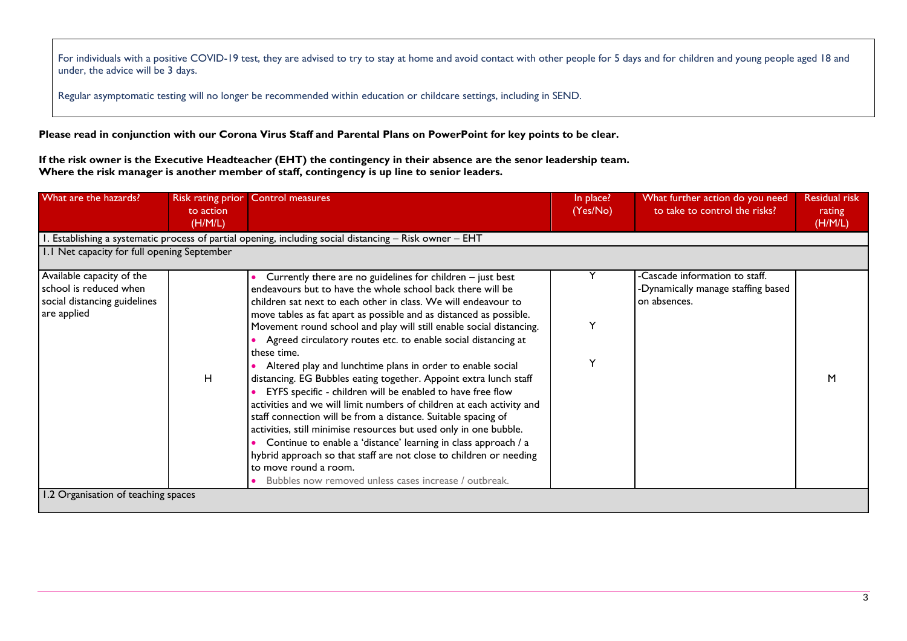For individuals with a positive COVID-19 test, they are advised to try to stay at home and avoid contact with other people for 5 days and for children and young people aged 18 and under, the advice will be 3 days.

Regular asymptomatic testing will no longer be recommended within education or childcare settings, including in SEND.

**Please read in conjunction with our Corona Virus Staff and Parental Plans on PowerPoint for key points to be clear.**

**If the risk owner is the Executive Headteacher (EHT) the contingency in their absence are the senor leadership team.**
**Where the risk manager is another member of staff, contingency is up line to senior leaders.**

| What are the hazards? | Risk rating prior to action (H/M/L) | Control measures | In place? (Yes/No) | What further action do you need to take to control the risks? | Residual risk rating (H/M/L) |
|---|---|---|---|---|---|
| 1. Establishing a systematic process of partial opening, including social distancing – Risk owner – EHT | | | | | |
| 1.1 Net capacity for full opening September | | | | | |
| Available capacity of the school is reduced when social distancing guidelines are applied | H | • Currently there are no guidelines for children – just best endeavours but to have the whole school back there will be children sat next to each other in class. We will endeavour to move tables as fat apart as possible and as distanced as possible. Movement round school and play will still enable social distancing.<br>• Agreed circulatory routes etc. to enable social distancing at these time.<br>• Altered play and lunchtime plans in order to enable social distancing. EG Bubbles eating together. Appoint extra lunch staff<br>• EYFS specific - children will be enabled to have free flow activities and we will limit numbers of children at each activity and staff connection will be from a distance. Suitable spacing of activities, still minimise resources but used only in one bubble.<br>• Continue to enable a 'distance' learning in class approach / a hybrid approach so that staff are not close to children or needing to move round a room.<br>• Bubbles now removed unless cases increase / outbreak. | Y<br>Y<br>Y | -Cascade information to staff.<br>-Dynamically manage staffing based on absences. | M |
| 1.2 Organisation of teaching spaces | | | | | |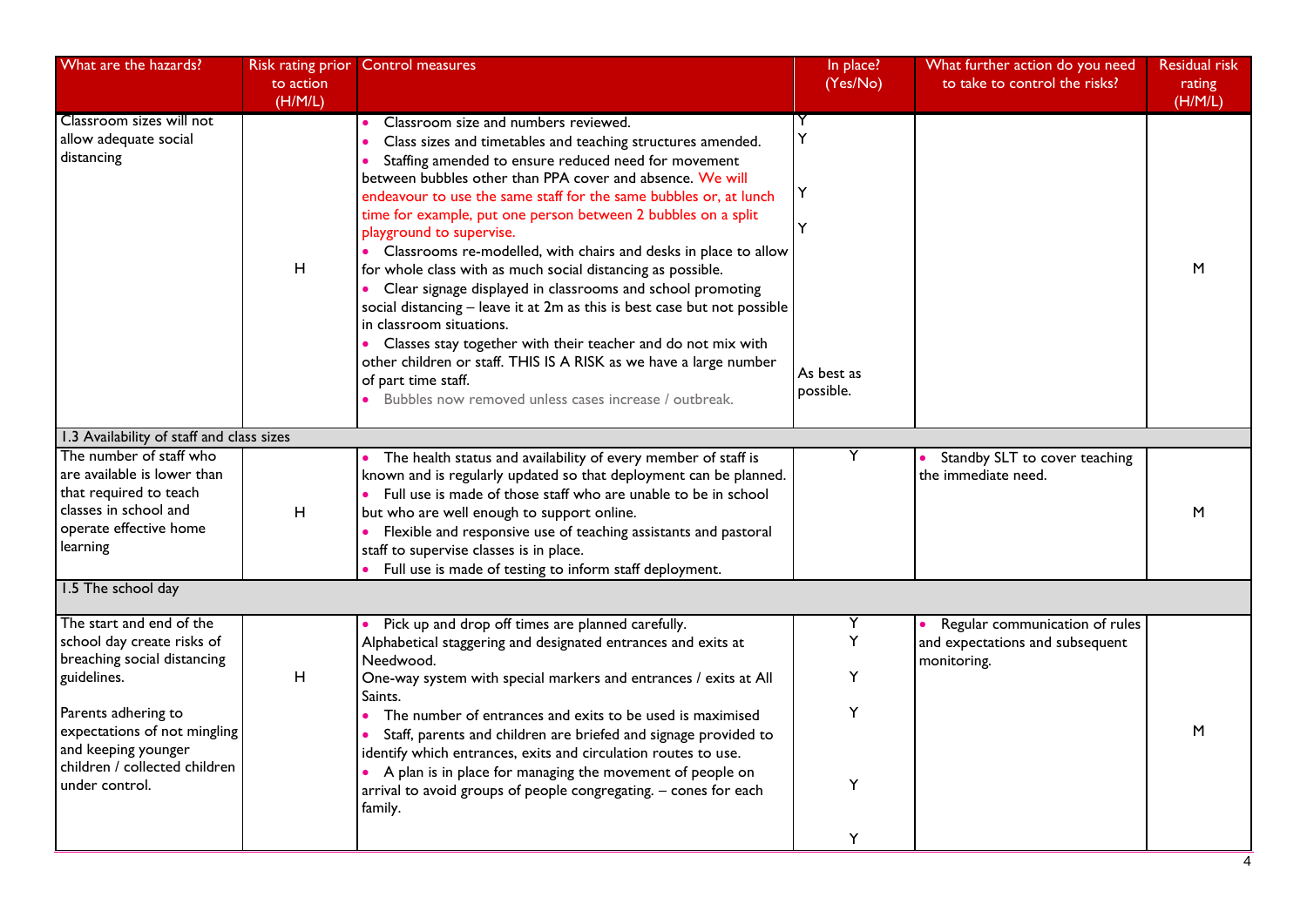| What are the hazards? | Risk rating prior to action (H/M/L) | Control measures | In place? (Yes/No) | What further action do you need to take to control the risks? | Residual risk rating (H/M/L) |
|---|---|---|---|---|---|
| Classroom sizes will not allow adequate social distancing | H | • Classroom size and numbers reviewed.<br>• Class sizes and timetables and teaching structures amended.<br>• Staffing amended to ensure reduced need for movement between bubbles other than PPA cover and absence. We will endeavour to use the same staff for the same bubbles or, at lunch time for example, put one person between 2 bubbles on a split playground to supervise.<br>• Classrooms re-modelled, with chairs and desks in place to allow for whole class with as much social distancing as possible.<br>• Clear signage displayed in classrooms and school promoting social distancing – leave it at 2m as this is best case but not possible in classroom situations.<br>• Classes stay together with their teacher and do not mix with other children or staff. THIS IS A RISK as we have a large number of part time staff.<br>• Bubbles now removed unless cases increase / outbreak. | Y<br>Y<br>Y<br>Y<br>As best as possible. | | M |
| 1.3 Availability of staff and class sizes | | | | | |
| The number of staff who are available is lower than that required to teach classes in school and operate effective home learning | H | • The health status and availability of every member of staff is known and is regularly updated so that deployment can be planned.<br>• Full use is made of those staff who are unable to be in school but who are well enough to support online.<br>• Flexible and responsive use of teaching assistants and pastoral staff to supervise classes is in place.<br>• Full use is made of testing to inform staff deployment. | Y | • Standby SLT to cover teaching the immediate need. | M |
| 1.5 The school day | | | | | |
| The start and end of the school day create risks of breaching social distancing guidelines.<br><br>Parents adhering to expectations of not mingling and keeping younger children / collected children under control. | H | • Pick up and drop off times are planned carefully.<br>Alphabetical staggering and designated entrances and exits at Needwood.<br>One-way system with special markers and entrances / exits at All Saints.<br>• The number of entrances and exits to be used is maximised<br>• Staff, parents and children are briefed and signage provided to identify which entrances, exits and circulation routes to use.<br>• A plan is in place for managing the movement of people on arrival to avoid groups of people congregating. – cones for each family. | Y<br>Y<br>Y<br>Y<br>Y<br>Y | • Regular communication of rules and expectations and subsequent monitoring. | M |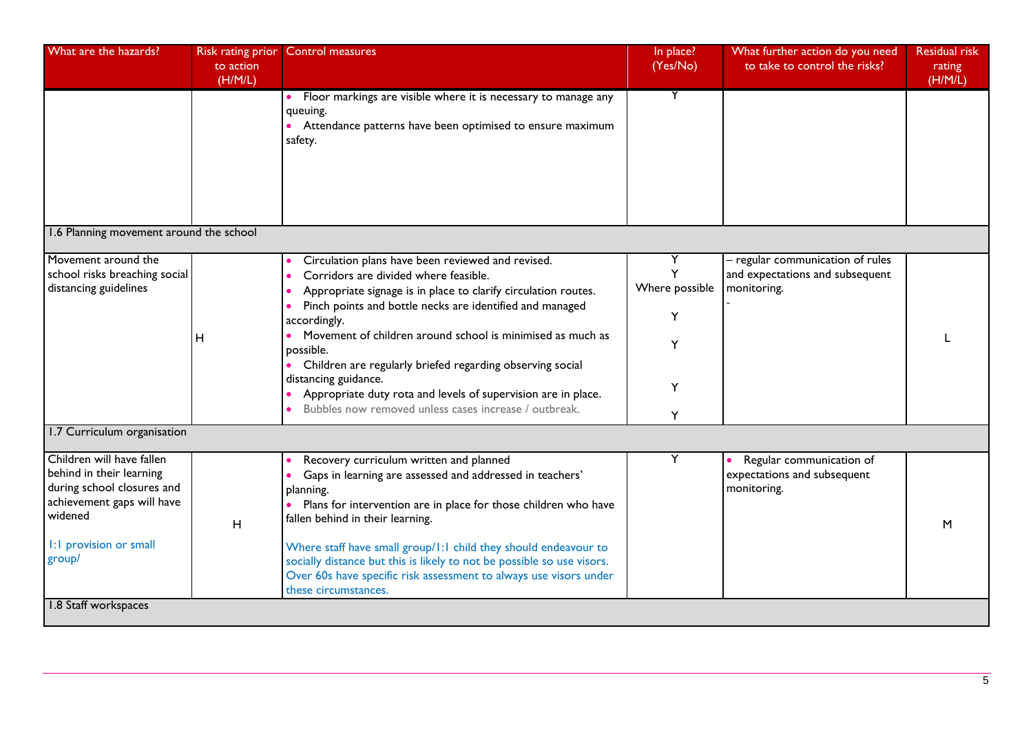| What are the hazards? | Risk rating prior to action (H/M/L) | Control measures | In place? (Yes/No) | What further action do you need to take to control the risks? | Residual risk rating (H/M/L) |
|---|---|---|---|---|---|
| | | • Floor markings are visible where it is necessary to manage any queuing.<br>• Attendance patterns have been optimised to ensure maximum safety. | Y | | |
| 1.6 Planning movement around the school | | | | | |
| Movement around the school risks breaching social distancing guidelines | H | • Circulation plans have been reviewed and revised.<br>• Corridors are divided where feasible.<br>• Appropriate signage is in place to clarify circulation routes.<br>• Pinch points and bottle necks are identified and managed accordingly.<br>• Movement of children around school is minimised as much as possible.<br>• Children are regularly briefed regarding observing social distancing guidance.<br>• Appropriate duty rota and levels of supervision are in place.<br>• Bubbles now removed unless cases increase / outbreak. | Y<br>Y<br>Where possible<br>Y<br>Y<br>Y<br>Y | – regular communication of rules and expectations and subsequent monitoring.<br>- | L |
| 1.7 Curriculum organisation | | | | | |
| Children will have fallen behind in their learning during school closures and achievement gaps will have widened<br><br>1:1 provision or small group/ | H | • Recovery curriculum written and planned<br>• Gaps in learning are assessed and addressed in teachers' planning.<br>• Plans for intervention are in place for those children who have fallen behind in their learning.<br><br>Where staff have small group/1:1 child they should endeavour to socially distance but this is likely to not be possible so use visors. Over 60s have specific risk assessment to always use visors under these circumstances. | Y | • Regular communication of expectations and subsequent monitoring. | M |
| 1.8 Staff workspaces | | | | | |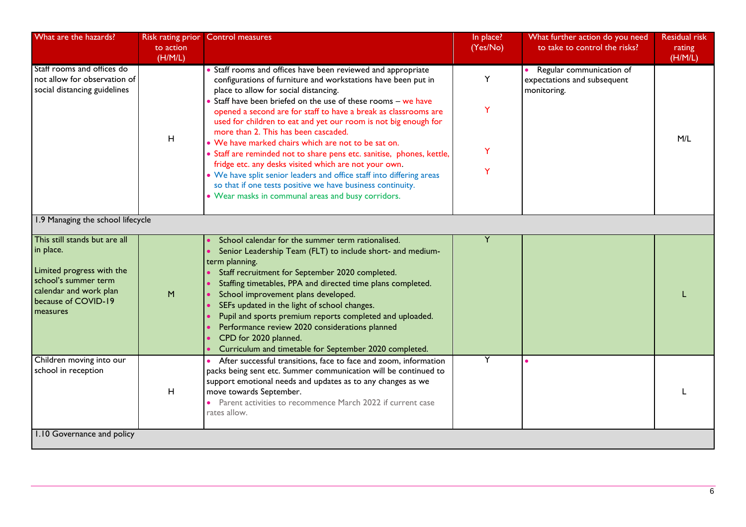| What are the hazards? | Risk rating prior to action (H/M/L) | Control measures | In place? (Yes/No) | What further action do you need to take to control the risks? | Residual risk rating (H/M/L) |
|---|---|---|---|---|---|
| Staff rooms and offices do not allow for observation of social distancing guidelines | H | • Staff rooms and offices have been reviewed and appropriate configurations of furniture and workstations have been put in place to allow for social distancing.<br>• Staff have been briefed on the use of these rooms – we have opened a second are for staff to have a break as classrooms are used for children to eat and yet our room is not big enough for more than 2. This has been cascaded.<br>• We have marked chairs which are not to be sat on.<br>• Staff are reminded not to share pens etc. sanitise, phones, kettle, fridge etc. any desks visited which are not your own.<br>• We have split senior leaders and office staff into differing areas so that if one tests positive we have business continuity.<br>• Wear masks in communal areas and busy corridors. | Y<br>Y<br>Y<br>Y | • Regular communication of expectations and subsequent monitoring. | M/L |
| 1.9 Managing the school lifecycle | | | | | |
| This still stands but are all in place.<br><br>Limited progress with the school's summer term calendar and work plan because of COVID-19 measures | M | • School calendar for the summer term rationalised.<br>• Senior Leadership Team (FLT) to include short- and medium-term planning.<br>• Staff recruitment for September 2020 completed.<br>• Staffing timetables, PPA and directed time plans completed.<br>• School improvement plans developed.<br>• SEFs updated in the light of school changes.<br>• Pupil and sports premium reports completed and uploaded.<br>• Performance review 2020 considerations planned<br>• CPD for 2020 planned.<br>• Curriculum and timetable for September 2020 completed. | Y | | L |
| Children moving into our school in reception | H | • After successful transitions, face to face and zoom, information packs being sent etc. Summer communication will be continued to support emotional needs and updates as to any changes as we move towards September.<br>• Parent activities to recommence March 2022 if current case rates allow. | Y | • | L |
| 1.10 Governance and policy | | | | | |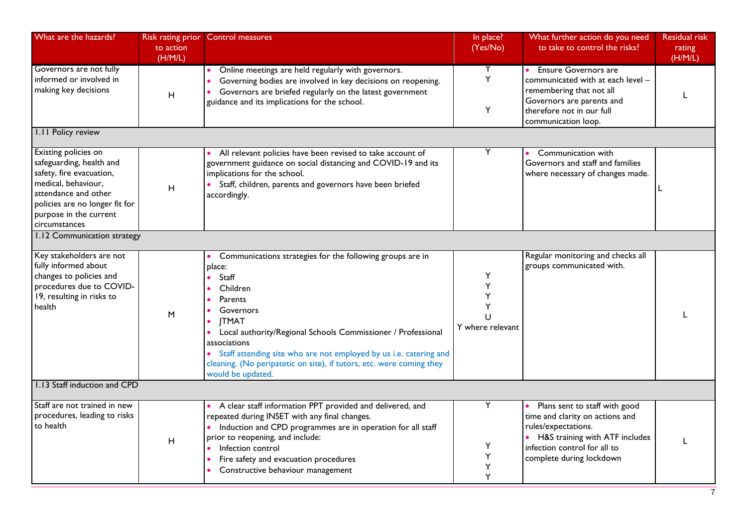| What are the hazards? | Risk rating prior to action (H/M/L) | Control measures | In place? (Yes/No) | What further action do you need to take to control the risks? | Residual risk rating (H/M/L) |
|---|---|---|---|---|---|
| Governors are not fully informed or involved in making key decisions | H | • Online meetings are held regularly with governors.<br>• Governing bodies are involved in key decisions on reopening.<br>• Governors are briefed regularly on the latest government guidance and its implications for the school. | Y<br>Y<br>Y | • Ensure Governors are communicated with at each level – remembering that not all Governors are parents and therefore not in our full communication loop. | L |
| **1.11 Policy review** | | | | | |
| Existing policies on safeguarding, health and safety, fire evacuation, medical, behaviour, attendance and other policies are no longer fit for purpose in the current circumstances | H | • All relevant policies have been revised to take account of government guidance on social distancing and COVID-19 and its implications for the school.<br>• Staff, children, parents and governors have been briefed accordingly. | Y | • Communication with Governors and staff and families where necessary of changes made. | L |
| **1.12 Communication strategy** | | | | | |
| Key stakeholders are not fully informed about changes to policies and procedures due to COVID-19, resulting in risks to health | M | • Communications strategies for the following groups are in place:<br>• Staff<br>• Children<br>• Parents<br>• Governors<br>• JTMAT<br>• Local authority/Regional Schools Commissioner / Professional associations<br>• Staff attending site who are not employed by us i.e. catering and cleaning. (No peripatetic on site), if tutors, etc. were coming they would be updated. | Y<br>Y<br>Y<br>Y<br>U<br>Y where relevant | Regular monitoring and checks all groups communicated with. | L |
| **1.13 Staff induction and CPD** | | | | | |
| Staff are not trained in new procedures, leading to risks to health | H | • A clear staff information PPT provided and delivered, and repeated during INSET with any final changes.<br>• Induction and CPD programmes are in operation for all staff prior to reopening, and include:<br>• Infection control<br>• Fire safety and evacuation procedures<br>• Constructive behaviour management | Y<br>Y<br>Y<br>Y<br>Y | • Plans sent to staff with good time and clarity on actions and rules/expectations.<br>• H&S training with ATF includes infection control for all to complete during lockdown | L |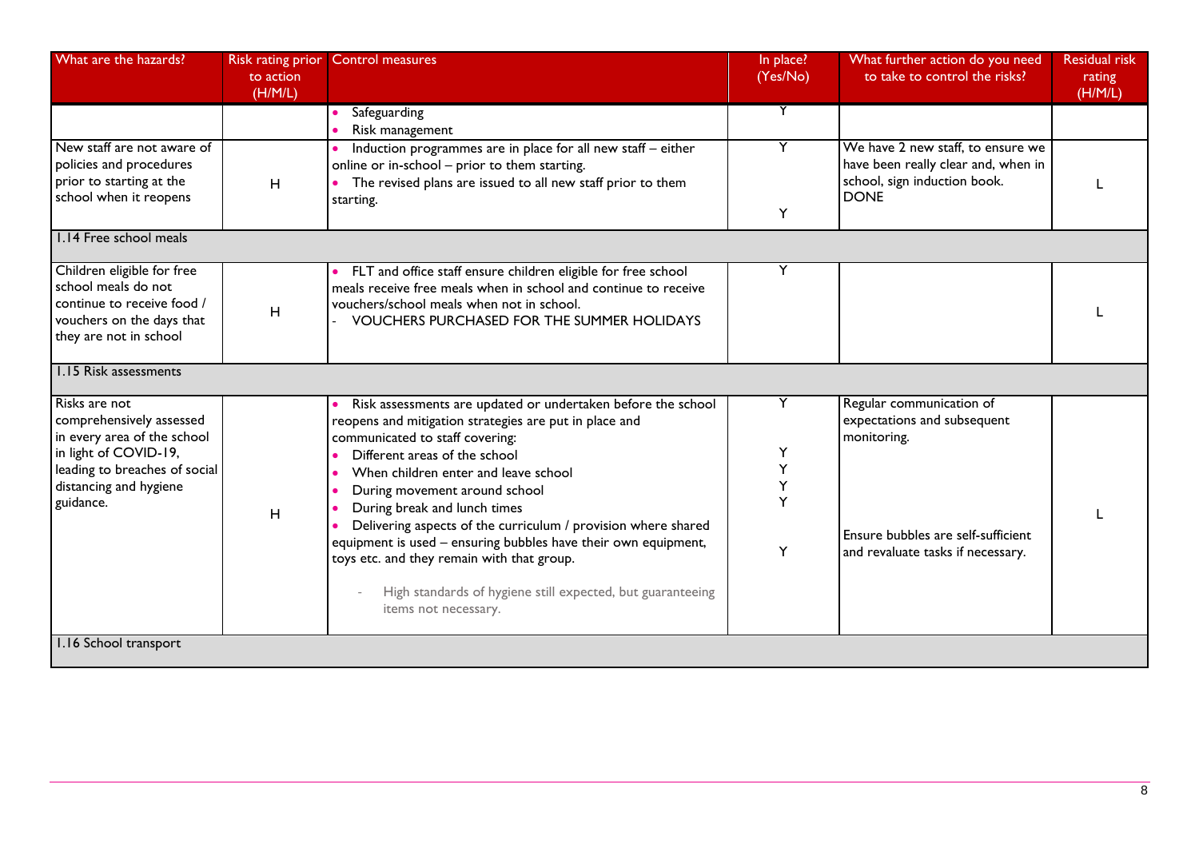| What are the hazards? | Risk rating prior to action (H/M/L) | Control measures | In place? (Yes/No) | What further action do you need to take to control the risks? | Residual risk rating (H/M/L) |
|---|---|---|---|---|---|
| | | • Safeguarding<br>• Risk management | Y | | |
| New staff are not aware of policies and procedures prior to starting at the school when it reopens | H | • Induction programmes are in place for all new staff – either online or in-school – prior to them starting.<br>• The revised plans are issued to all new staff prior to them starting. | Y<br><br>Y | We have 2 new staff, to ensure we have been really clear and, when in school, sign induction book. DONE | L |
| 1.14 Free school meals | | | | | |
| Children eligible for free school meals do not continue to receive food / vouchers on the days that they are not in school | H | • FLT and office staff ensure children eligible for free school meals receive free meals when in school and continue to receive vouchers/school meals when not in school.<br>- VOUCHERS PURCHASED FOR THE SUMMER HOLIDAYS | Y | | L |
| 1.15 Risk assessments | | | | | |
| Risks are not comprehensively assessed in every area of the school in light of COVID-19, leading to breaches of social distancing and hygiene guidance. | H | • Risk assessments are updated or undertaken before the school reopens and mitigation strategies are put in place and communicated to staff covering:<br>• Different areas of the school<br>• When children enter and leave school<br>• During movement around school<br>• During break and lunch times<br>• Delivering aspects of the curriculum / provision where shared equipment is used – ensuring bubbles have their own equipment, toys etc. and they remain with that group.<br>- High standards of hygiene still expected, but guaranteeing items not necessary. | Y<br><br>Y<br>Y<br>Y<br>Y<br><br>Y | Regular communication of expectations and subsequent monitoring.<br><br>Ensure bubbles are self-sufficient and revaluate tasks if necessary. | L |
| 1.16 School transport | | | | | |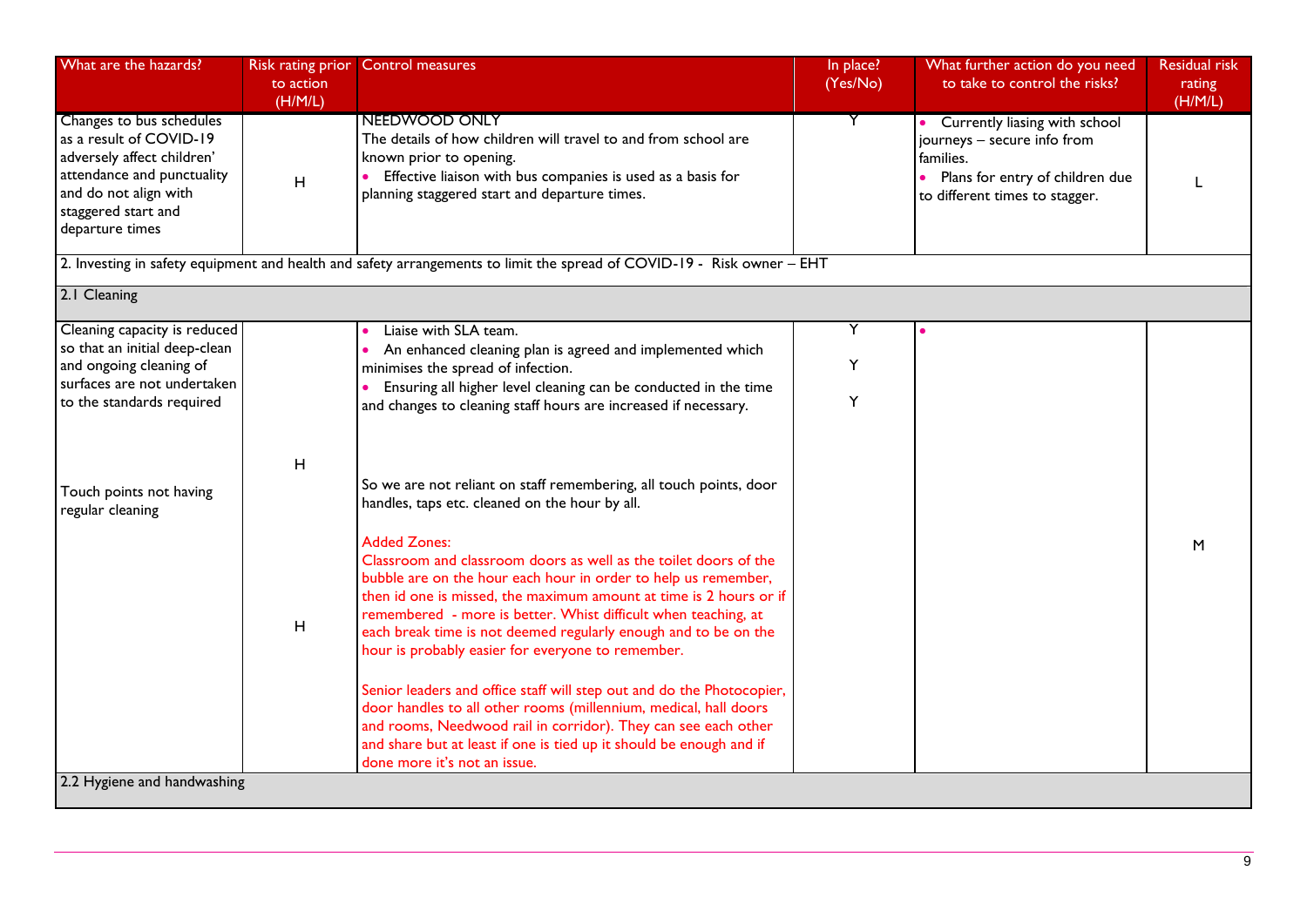| What are the hazards? | Risk rating prior to action (H/M/L) | Control measures | In place? (Yes/No) | What further action do you need to take to control the risks? | Residual risk rating (H/M/L) |
|---|---|---|---|---|---|
| Changes to bus schedules as a result of COVID-19 adversely affect children' attendance and punctuality and do not align with staggered start and departure times | H | NEEDWOOD ONLY<br>The details of how children will travel to and from school are known prior to opening.<br>• Effective liaison with bus companies is used as a basis for planning staggered start and departure times. | Y | • Currently liasing with school journeys – secure info from families.<br>• Plans for entry of children due to different times to stagger. | L |
| 2. Investing in safety equipment and health and safety arrangements to limit the spread of COVID-19 - Risk owner – EHT | | | | | |
| 2.1 Cleaning | | | | | |
| Cleaning capacity is reduced so that an initial deep-clean and ongoing cleaning of surfaces are not undertaken to the standards required | H | • Liaise with SLA team.<br>• An enhanced cleaning plan is agreed and implemented which minimises the spread of infection.<br>• Ensuring all higher level cleaning can be conducted in the time and changes to cleaning staff hours are increased if necessary. | Y<br>Y<br>Y | • | M |
| Touch points not having regular cleaning | H | So we are not reliant on staff remembering, all touch points, door handles, taps etc. cleaned on the hour by all.<br><br>Added Zones:<br>Classroom and classroom doors as well as the toilet doors of the bubble are on the hour each hour in order to help us remember, then id one is missed, the maximum amount at time is 2 hours or if remembered - more is better. Whist difficult when teaching, at each break time is not deemed regularly enough and to be on the hour is probably easier for everyone to remember.<br><br>Senior leaders and office staff will step out and do the Photocopier, door handles to all other rooms (millennium, medical, hall doors and rooms, Needwood rail in corridor). They can see each other and share but at least if one is tied up it should be enough and if done more it's not an issue. | | | |
| 2.2 Hygiene and handwashing | | | | | |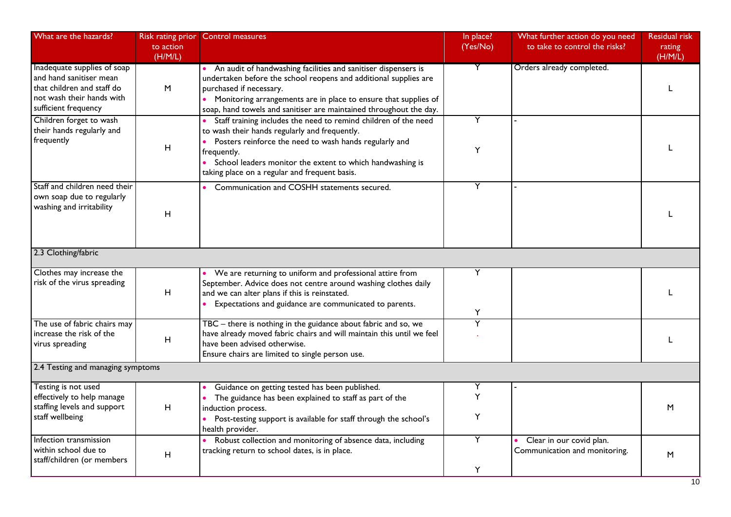| What are the hazards? | Risk rating prior to action (H/M/L) | Control measures | In place? (Yes/No) | What further action do you need to take to control the risks? | Residual risk rating (H/M/L) |
|---|---|---|---|---|---|
| Inadequate supplies of soap and hand sanitiser mean that children and staff do not wash their hands with sufficient frequency | M | • An audit of handwashing facilities and sanitiser dispensers is undertaken before the school reopens and additional supplies are purchased if necessary. • Monitoring arrangements are in place to ensure that supplies of soap, hand towels and sanitiser are maintained throughout the day. | Y | Orders already completed. | L |
| Children forget to wash their hands regularly and frequently | H | • Staff training includes the need to remind children of the need to wash their hands regularly and frequently. • Posters reinforce the need to wash hands regularly and frequently. • School leaders monitor the extent to which handwashing is taking place on a regular and frequent basis. | Y Y | - | L |
| Staff and children need their own soap due to regularly washing and irritability | H | • Communication and COSHH statements secured. | Y | - | L |
| 2.3 Clothing/fabric | | | | | |
| Clothes may increase the risk of the virus spreading | H | • We are returning to uniform and professional attire from September. Advice does not centre around washing clothes daily and we can alter plans if this is reinstated. • Expectations and guidance are communicated to parents. | Y Y | | L |
| The use of fabric chairs may increase the risk of the virus spreading | H | TBC – there is nothing in the guidance about fabric and so, we have already moved fabric chairs and will maintain this until we feel have been advised otherwise. Ensure chairs are limited to single person use. | Y | | L |
| 2.4 Testing and managing symptoms | | | | | |
| Testing is not used effectively to help manage staffing levels and support staff wellbeing | H | • Guidance on getting tested has been published. • The guidance has been explained to staff as part of the induction process. • Post-testing support is available for staff through the school's health provider. | Y Y Y | - | M |
| Infection transmission within school due to staff/children (or members | H | • Robust collection and monitoring of absence data, including tracking return to school dates, is in place. | Y Y | • Clear in our covid plan. Communication and monitoring. | M |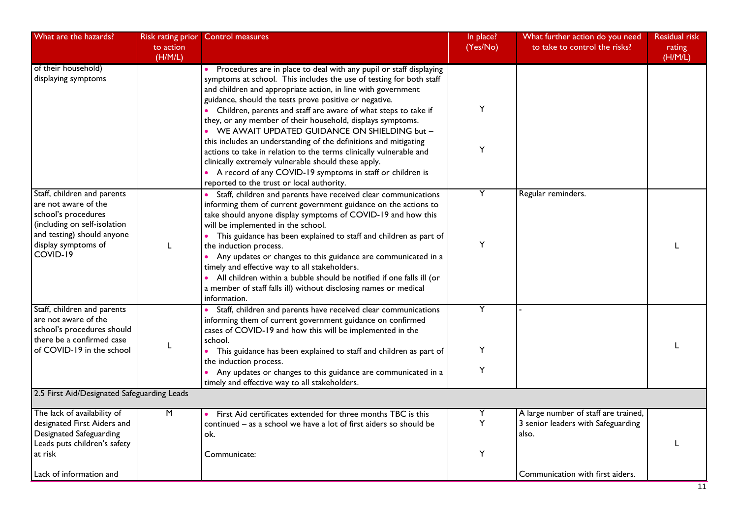| What are the hazards? | Risk rating prior to action (H/M/L) | Control measures | In place? (Yes/No) | What further action do you need to take to control the risks? | Residual risk rating (H/M/L) |
|---|---|---|---|---|---|
| of their household) displaying symptoms | | • Procedures are in place to deal with any pupil or staff displaying symptoms at school. This includes the use of testing for both staff and children and appropriate action, in line with government guidance, should the tests prove positive or negative.<br>• Children, parents and staff are aware of what steps to take if they, or any member of their household, displays symptoms.<br>• WE AWAIT UPDATED GUIDANCE ON SHIELDING but – this includes an understanding of the definitions and mitigating actions to take in relation to the terms clinically vulnerable and clinically extremely vulnerable should these apply.<br>• A record of any COVID-19 symptoms in staff or children is reported to the trust or local authority. | Y<br><br>Y | | |
| Staff, children and parents are not aware of the school's procedures (including on self-isolation and testing) should anyone display symptoms of COVID-19 | L | • Staff, children and parents have received clear communications informing them of current government guidance on the actions to take should anyone display symptoms of COVID-19 and how this will be implemented in the school.<br>• This guidance has been explained to staff and children as part of the induction process.<br>• Any updates or changes to this guidance are communicated in a timely and effective way to all stakeholders.<br>• All children within a bubble should be notified if one falls ill (or a member of staff falls ill) without disclosing names or medical information. | Y<br><br>Y | Regular reminders. | L |
| Staff, children and parents are not aware of the school's procedures should there be a confirmed case of COVID-19 in the school | L | • Staff, children and parents have received clear communications informing them of current government guidance on confirmed cases of COVID-19 and how this will be implemented in the school.<br>• This guidance has been explained to staff and children as part of the induction process.<br>• Any updates or changes to this guidance are communicated in a timely and effective way to all stakeholders. | Y<br><br>Y<br><br>Y | - | L |
| 2.5 First Aid/Designated Safeguarding Leads | | | | | |
| The lack of availability of designated First Aiders and Designated Safeguarding Leads puts children's safety at risk<br><br>Lack of information and | M | • First Aid certificates extended for three months TBC is this continued – as a school we have a lot of first aiders so should be ok.<br><br>Communicate: | Y<br>Y<br><br>Y | A large number of staff are trained, 3 senior leaders with Safeguarding also.<br><br>Communication with first aiders. | L |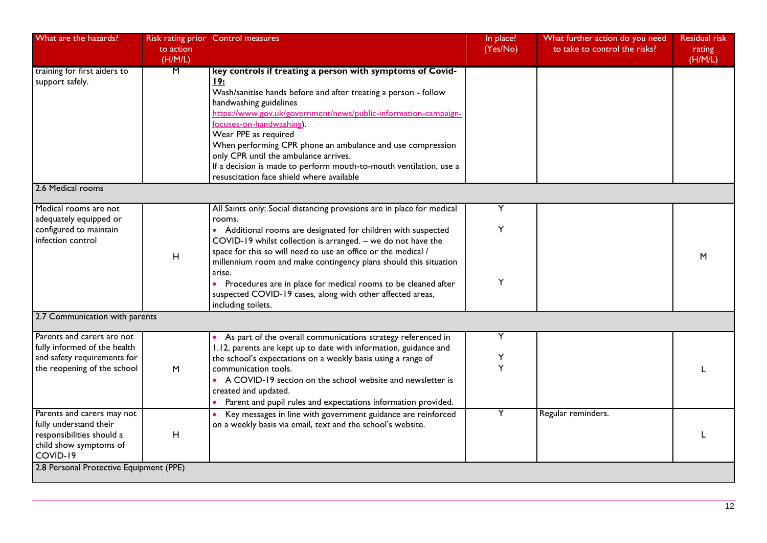| What are the hazards? | Risk rating prior to action (H/M/L) | Control measures | In place? (Yes/No) | What further action do you need to take to control the risks? | Residual risk rating (H/M/L) |
|---|---|---|---|---|---|
| training for first aiders to support safely. | M | **key controls if treating a person with symptoms of Covid-19:**<br>Wash/sanitise hands before and after treating a person - follow handwashing guidelines https://www.gov.uk/government/news/public-information-campaign-focuses-on-handwashing).<br>Wear PPE as required<br>When performing CPR phone an ambulance and use compression only CPR until the ambulance arrives.<br>If a decision is made to perform mouth-to-mouth ventilation, use a resuscitation face shield where available | | | |
| 2.6 Medical rooms | | | | | |
| Medical rooms are not adequately equipped or configured to maintain infection control | H | All Saints only: Social distancing provisions are in place for medical rooms.<br>• Additional rooms are designated for children with suspected COVID-19 whilst collection is arranged. – we do not have the space for this so will need to use an office or the medical / millennium room and make contingency plans should this situation arise.<br>• Procedures are in place for medical rooms to be cleaned after suspected COVID-19 cases, along with other affected areas, including toilets. | Y<br>Y<br>Y | | M |
| 2.7 Communication with parents | | | | | |
| Parents and carers are not fully informed of the health and safety requirements for the reopening of the school | M | • As part of the overall communications strategy referenced in 1.12, parents are kept up to date with information, guidance and the school's expectations on a weekly basis using a range of communication tools.<br>• A COVID-19 section on the school website and newsletter is created and updated.<br>• Parent and pupil rules and expectations information provided. | Y<br>Y<br>Y | | L |
| Parents and carers may not fully understand their responsibilities should a child show symptoms of COVID-19 | H | • Key messages in line with government guidance are reinforced on a weekly basis via email, text and the school's website. | Y | Regular reminders. | L |
| 2.8 Personal Protective Equipment (PPE) | | | | | |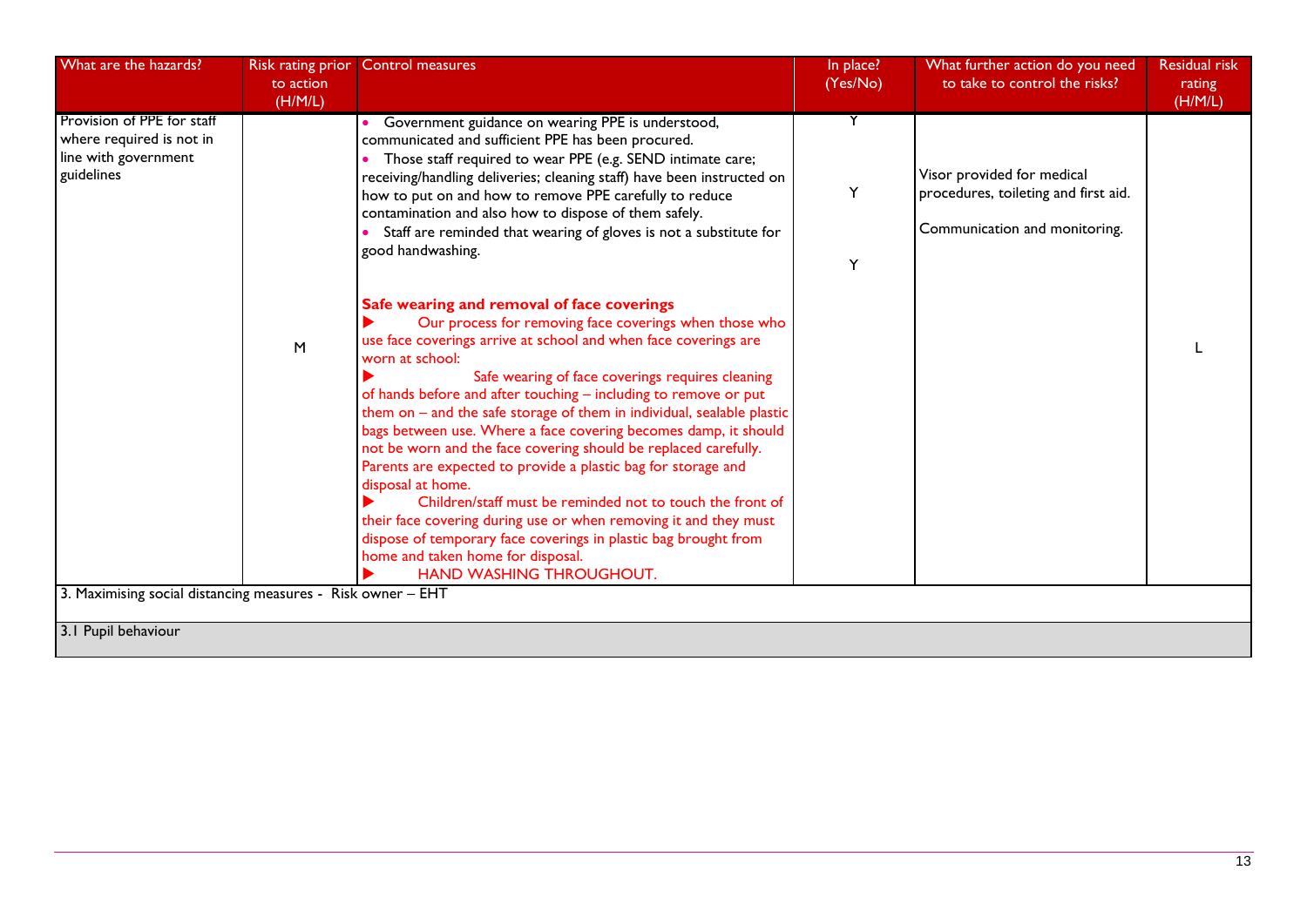| What are the hazards? | Risk rating prior to action (H/M/L) | Control measures | In place? (Yes/No) | What further action do you need to take to control the risks? | Residual risk rating (H/M/L) |
|---|---|---|---|---|---|
| Provision of PPE for staff where required is not in line with government guidelines | M | • Government guidance on wearing PPE is understood, communicated and sufficient PPE has been procured.<br>• Those staff required to wear PPE (e.g. SEND intimate care; receiving/handling deliveries; cleaning staff) have been instructed on how to put on and how to remove PPE carefully to reduce contamination and also how to dispose of them safely.<br>• Staff are reminded that wearing of gloves is not a substitute for good handwashing.<br><br>**Safe wearing and removal of face coverings**<br>▶ Our process for removing face coverings when those who use face coverings arrive at school and when face coverings are worn at school:<br>▶ Safe wearing of face coverings requires cleaning of hands before and after touching – including to remove or put them on – and the safe storage of them in individual, sealable plastic bags between use. Where a face covering becomes damp, it should not be worn and the face covering should be replaced carefully. Parents are expected to provide a plastic bag for storage and disposal at home.<br>▶ Children/staff must be reminded not to touch the front of their face covering during use or when removing it and they must dispose of temporary face coverings in plastic bag brought from home and taken home for disposal.<br>▶ HAND WASHING THROUGHOUT. | Y<br>Y<br>Y | Visor provided for medical procedures, toileting and first aid.<br><br>Communication and monitoring. | L |
| 3. Maximising social distancing measures - Risk owner – EHT | | | | | |
| 3.1 Pupil behaviour | | | | | |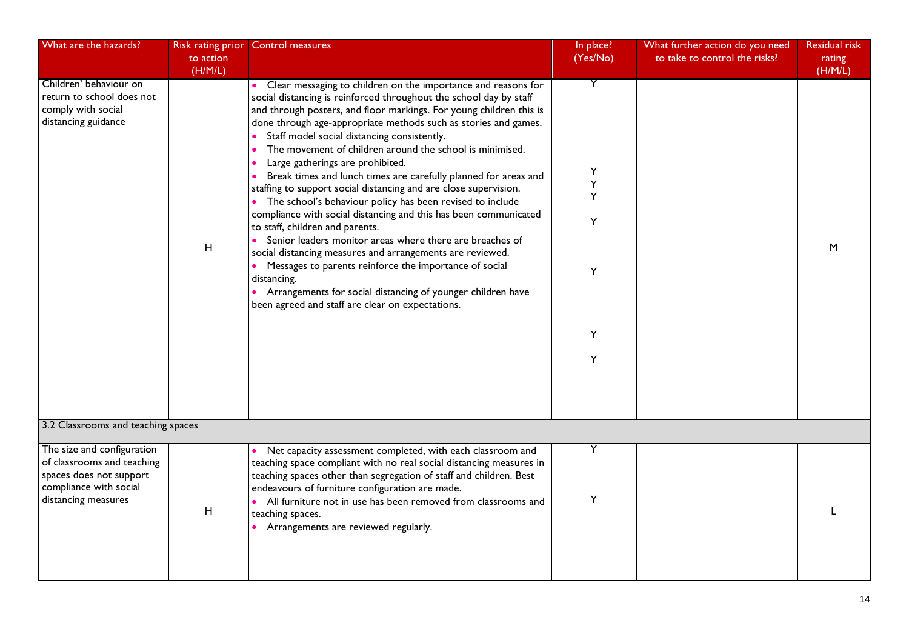| What are the hazards? | Risk rating prior to action (H/M/L) | Control measures | In place? (Yes/No) | What further action do you need to take to control the risks? | Residual risk rating (H/M/L) |
|---|---|---|---|---|---|
| Children' behaviour on return to school does not comply with social distancing guidance | H | • Clear messaging to children on the importance and reasons for social distancing is reinforced throughout the school day by staff and through posters, and floor markings. For young children this is done through age-appropriate methods such as stories and games.<br>• Staff model social distancing consistently.<br>• The movement of children around the school is minimised.<br>• Large gatherings are prohibited.<br>• Break times and lunch times are carefully planned for areas and staffing to support social distancing and are close supervision.<br>• The school's behaviour policy has been revised to include compliance with social distancing and this has been communicated to staff, children and parents.<br>• Senior leaders monitor areas where there are breaches of social distancing measures and arrangements are reviewed.<br>• Messages to parents reinforce the importance of social distancing.<br>• Arrangements for social distancing of younger children have been agreed and staff are clear on expectations. | Y<br>Y<br>Y<br>Y<br>Y<br>Y<br>Y<br>Y | | M |
| 3.2 Classrooms and teaching spaces | | | | | |
| The size and configuration of classrooms and teaching spaces does not support compliance with social distancing measures | H | • Net capacity assessment completed, with each classroom and teaching space compliant with no real social distancing measures in teaching spaces other than segregation of staff and children. Best endeavours of furniture configuration are made.<br>• All furniture not in use has been removed from classrooms and teaching spaces.<br>• Arrangements are reviewed regularly. | Y<br>Y | | L |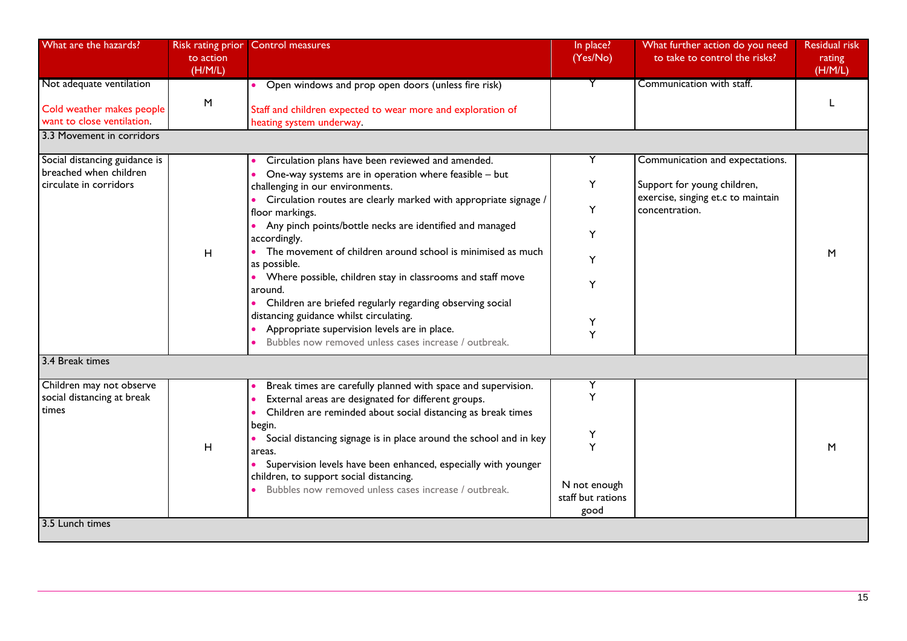| What are the hazards? | Risk rating prior to action (H/M/L) | Control measures | In place? (Yes/No) | What further action do you need to take to control the risks? | Residual risk rating (H/M/L) |
|---|---|---|---|---|---|
| Not adequate ventilation<br><br>Cold weather makes people want to close ventilation. | M | • Open windows and prop open doors (unless fire risk)<br><br>Staff and children expected to wear more and exploration of heating system underway. | Y | Communication with staff. | L |
| **3.3 Movement in corridors** | | | | | |
| Social distancing guidance is breached when children circulate in corridors | H | • Circulation plans have been reviewed and amended.<br>• One-way systems are in operation where feasible – but challenging in our environments.<br>• Circulation routes are clearly marked with appropriate signage / floor markings.<br>• Any pinch points/bottle necks are identified and managed accordingly.<br>• The movement of children around school is minimised as much as possible.<br>• Where possible, children stay in classrooms and staff move around.<br>• Children are briefed regularly regarding observing social distancing guidance whilst circulating.<br>• Appropriate supervision levels are in place.<br>• Bubbles now removed unless cases increase / outbreak. | Y<br>Y<br>Y<br>Y<br>Y<br>Y<br>Y<br>Y | Communication and expectations.<br><br>Support for young children, exercise, singing et.c to maintain concentration. | M |
| **3.4 Break times** | | | | | |
| Children may not observe social distancing at break times | H | • Break times are carefully planned with space and supervision.<br>• External areas are designated for different groups.<br>• Children are reminded about social distancing as break times begin.<br>• Social distancing signage is in place around the school and in key areas.<br>• Supervision levels have been enhanced, especially with younger children, to support social distancing.<br>• Bubbles now removed unless cases increase / outbreak. | Y<br>Y<br>Y<br>Y<br>N not enough staff but rations good | | M |
| **3.5 Lunch times** | | | | | |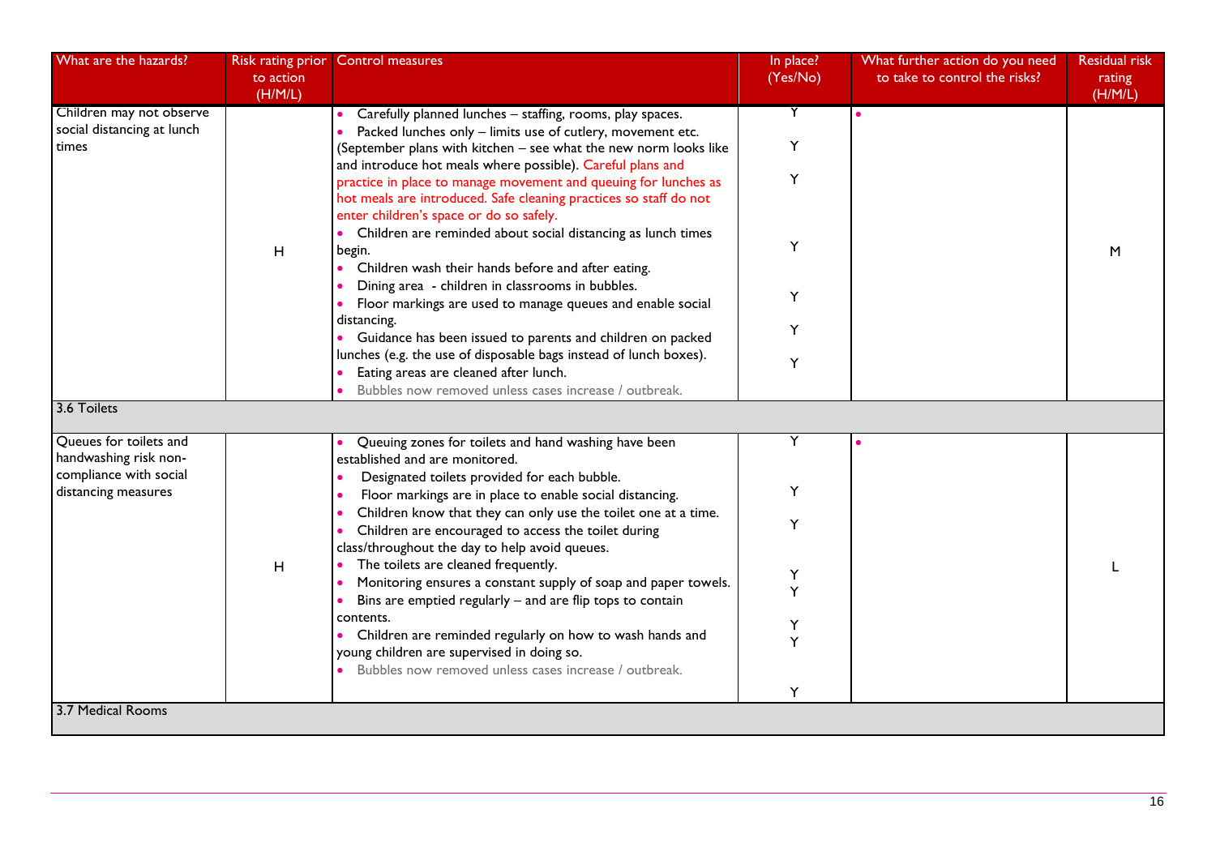| What are the hazards? | Risk rating prior to action (H/M/L) | Control measures | In place? (Yes/No) | What further action do you need to take to control the risks? | Residual risk rating (H/M/L) |
|---|---|---|---|---|---|
| Children may not observe social distancing at lunch times | H | • Carefully planned lunches – staffing, rooms, play spaces.<br>• Packed lunches only – limits use of cutlery, movement etc. (September plans with kitchen – see what the new norm looks like and introduce hot meals where possible). Careful plans and practice in place to manage movement and queuing for lunches as hot meals are introduced. Safe cleaning practices so staff do not enter children's space or do so safely.<br>• Children are reminded about social distancing as lunch times begin.<br>• Children wash their hands before and after eating.<br>• Dining area - children in classrooms in bubbles.<br>• Floor markings are used to manage queues and enable social distancing.<br>• Guidance has been issued to parents and children on packed lunches (e.g. the use of disposable bags instead of lunch boxes).<br>• Eating areas are cleaned after lunch.<br>• Bubbles now removed unless cases increase / outbreak. | Y<br>Y<br>Y<br>Y<br>Y<br>Y<br>Y | • | M |
| 3.6 Toilets | | | | | |
| Queues for toilets and handwashing risk non-compliance with social distancing measures | H | • Queuing zones for toilets and hand washing have been established and are monitored.<br>• Designated toilets provided for each bubble.<br>• Floor markings are in place to enable social distancing.<br>• Children know that they can only use the toilet one at a time.<br>• Children are encouraged to access the toilet during class/throughout the day to help avoid queues.<br>• The toilets are cleaned frequently.<br>• Monitoring ensures a constant supply of soap and paper towels.<br>• Bins are emptied regularly – and are flip tops to contain contents.<br>• Children are reminded regularly on how to wash hands and young children are supervised in doing so.<br>• Bubbles now removed unless cases increase / outbreak. | Y<br>Y<br>Y<br>Y<br>Y<br>Y<br>Y<br>Y | • | L |
| 3.7 Medical Rooms | | | | | |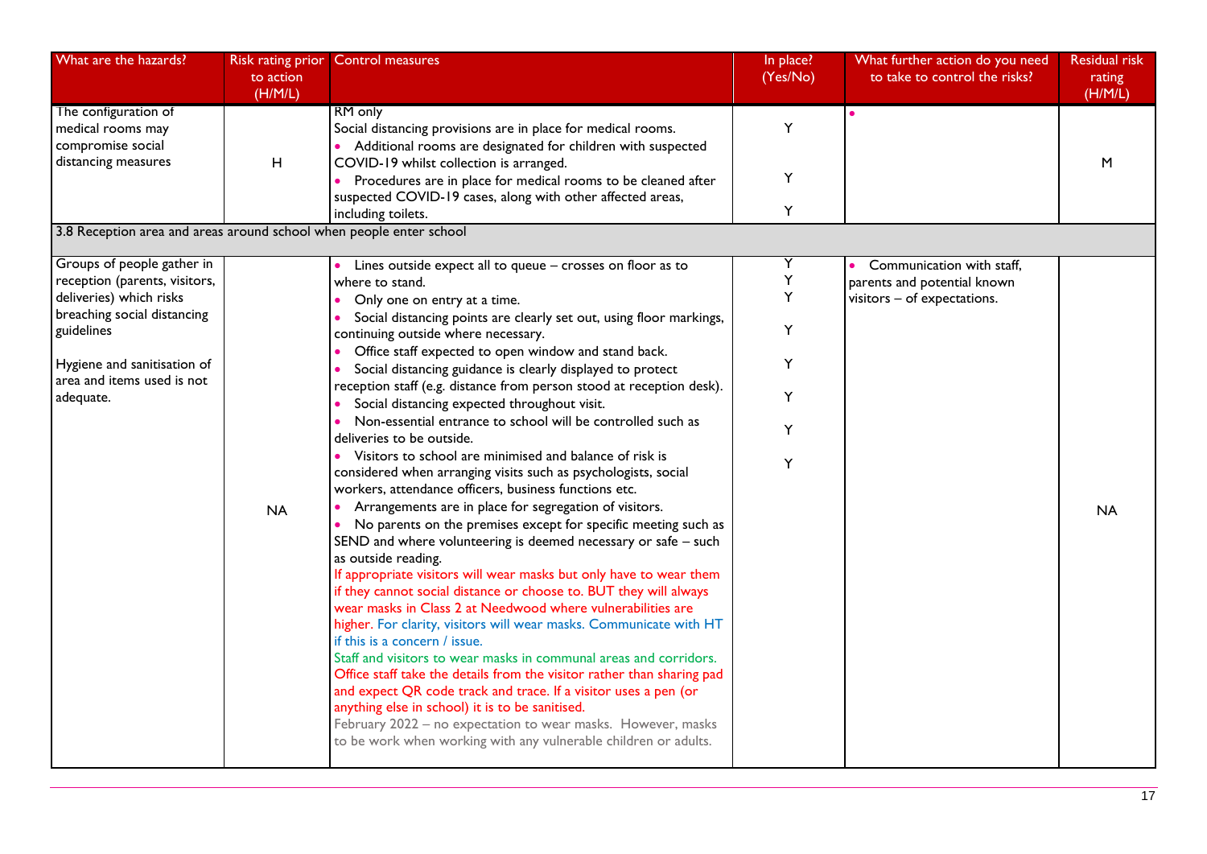| What are the hazards? | Risk rating prior to action (H/M/L) | Control measures | In place? (Yes/No) | What further action do you need to take to control the risks? | Residual risk rating (H/M/L) |
|---|---|---|---|---|---|
| The configuration of medical rooms may compromise social distancing measures | H | RM only<br>Social distancing provisions are in place for medical rooms.<br>• Additional rooms are designated for children with suspected COVID-19 whilst collection is arranged.<br>• Procedures are in place for medical rooms to be cleaned after suspected COVID-19 cases, along with other affected areas, including toilets. | Y<br>Y<br>Y | • | M |
| 3.8 Reception area and areas around school when people enter school | | | | | |
| Groups of people gather in reception (parents, visitors, deliveries) which risks breaching social distancing guidelines<br><br>Hygiene and sanitisation of area and items used is not adequate. | NA | • Lines outside expect all to queue – crosses on floor as to where to stand.<br>• Only one on entry at a time.<br>• Social distancing points are clearly set out, using floor markings, continuing outside where necessary.<br>• Office staff expected to open window and stand back.<br>• Social distancing guidance is clearly displayed to protect reception staff (e.g. distance from person stood at reception desk).<br>• Social distancing expected throughout visit.<br>• Non-essential entrance to school will be controlled such as deliveries to be outside.<br>• Visitors to school are minimised and balance of risk is considered when arranging visits such as psychologists, social workers, attendance officers, business functions etc.<br>• Arrangements are in place for segregation of visitors.<br>• No parents on the premises except for specific meeting such as SEND and where volunteering is deemed necessary or safe – such as outside reading.<br>If appropriate visitors will wear masks but only have to wear them if they cannot social distance or choose to. BUT they will always wear masks in Class 2 at Needwood where vulnerabilities are higher. For clarity, visitors will wear masks. Communicate with HT if this is a concern / issue.<br>Staff and visitors to wear masks in communal areas and corridors.<br>Office staff take the details from the visitor rather than sharing pad and expect QR code track and trace. If a visitor uses a pen (or anything else in school) it is to be sanitised.<br>February 2022 – no expectation to wear masks. However, masks to be work when working with any vulnerable children or adults. | Y<br>Y<br>Y<br>Y<br>Y<br>Y<br>Y<br>Y | • Communication with staff, parents and potential known visitors – of expectations. | NA |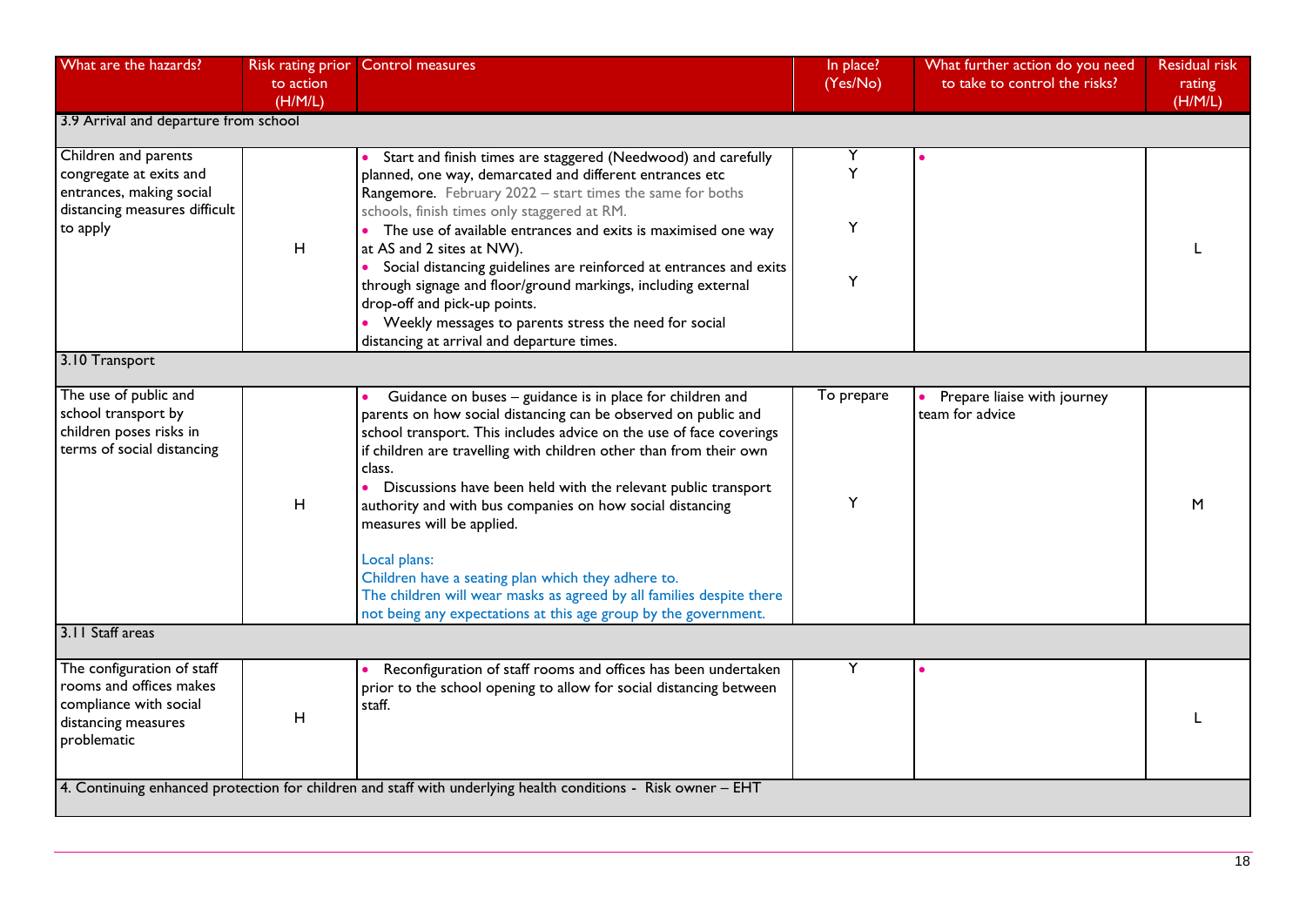| What are the hazards? | Risk rating prior to action (H/M/L) | Control measures | In place? (Yes/No) | What further action do you need to take to control the risks? | Residual risk rating (H/M/L) |
|---|---|---|---|---|---|
| **3.9 Arrival and departure from school** | | | | | |
| Children and parents congregate at exits and entrances, making social distancing measures difficult to apply | H | • Start and finish times are staggered (Needwood) and carefully planned, one way, demarcated and different entrances etc Rangemore. February 2022 – start times the same for boths schools, finish times only staggered at RM.<br>• The use of available entrances and exits is maximised one way at AS and 2 sites at NW).<br>• Social distancing guidelines are reinforced at entrances and exits through signage and floor/ground markings, including external drop-off and pick-up points.<br>• Weekly messages to parents stress the need for social distancing at arrival and departure times. | Y<br>Y<br><br>Y<br><br>Y | • | L |
| **3.10 Transport** | | | | | |
| The use of public and school transport by children poses risks in terms of social distancing | H | • Guidance on buses – guidance is in place for children and parents on how social distancing can be observed on public and school transport. This includes advice on the use of face coverings if children are travelling with children other than from their own class.<br>• Discussions have been held with the relevant public transport authority and with bus companies on how social distancing measures will be applied.<br><br>Local plans:<br>Children have a seating plan which they adhere to.<br>The children will wear masks as agreed by all families despite there not being any expectations at this age group by the government. | To prepare<br><br><br>Y | • Prepare liaise with journey team for advice | M |
| **3.11 Staff areas** | | | | | |
| The configuration of staff rooms and offices makes compliance with social distancing measures problematic | H | • Reconfiguration of staff rooms and offices has been undertaken prior to the school opening to allow for social distancing between staff. | Y | • | L |
| **4. Continuing enhanced protection for children and staff with underlying health conditions - Risk owner – EHT** | | | | | |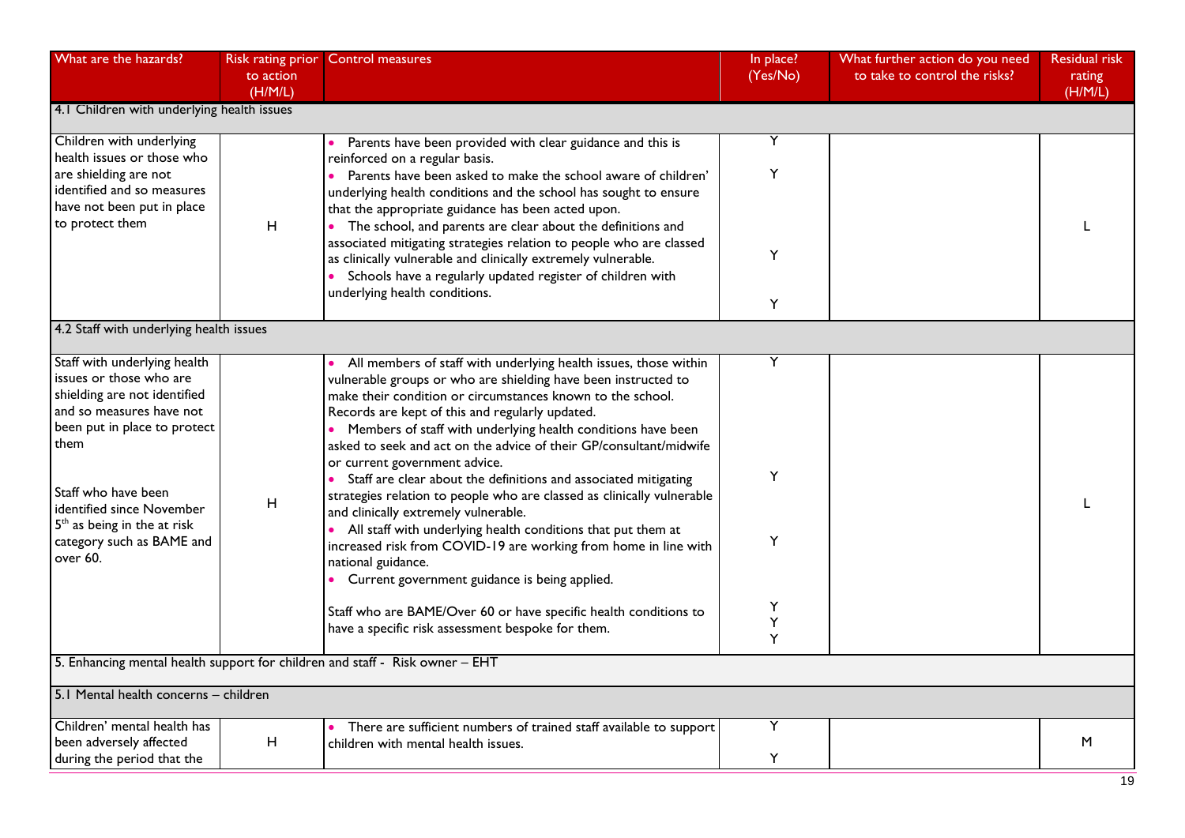| What are the hazards? | Risk rating prior to action (H/M/L) | Control measures | In place? (Yes/No) | What further action do you need to take to control the risks? | Residual risk rating (H/M/L) |
|---|---|---|---|---|---|
| **4.1 Children with underlying health issues** | | | | | |
| Children with underlying health issues or those who are shielding are not identified and so measures have not been put in place to protect them | H | • Parents have been provided with clear guidance and this is reinforced on a regular basis.<br>• Parents have been asked to make the school aware of children' underlying health conditions and the school has sought to ensure that the appropriate guidance has been acted upon.<br>• The school, and parents are clear about the definitions and associated mitigating strategies relation to people who are classed as clinically vulnerable and clinically extremely vulnerable.<br>• Schools have a regularly updated register of children with underlying health conditions. | Y<br>Y<br>Y<br>Y | | L |
| **4.2 Staff with underlying health issues** | | | | | |
| Staff with underlying health issues or those who are shielding are not identified and so measures have not been put in place to protect them<br><br>Staff who have been identified since November 5th as being in the at risk category such as BAME and over 60. | H | • All members of staff with underlying health issues, those within vulnerable groups or who are shielding have been instructed to make their condition or circumstances known to the school. Records are kept of this and regularly updated.<br>• Members of staff with underlying health conditions have been asked to seek and act on the advice of their GP/consultant/midwife or current government advice.<br>• Staff are clear about the definitions and associated mitigating strategies relation to people who are classed as clinically vulnerable and clinically extremely vulnerable.<br>• All staff with underlying health conditions that put them at increased risk from COVID-19 are working from home in line with national guidance.<br>• Current government guidance is being applied.<br><br>Staff who are BAME/Over 60 or have specific health conditions to have a specific risk assessment bespoke for them. | Y<br>Y<br>Y<br>Y<br>Y<br>Y | | L |
| **5. Enhancing mental health support for children and staff - Risk owner – EHT** | | | | | |
| **5.1 Mental health concerns – children** | | | | | |
| Children' mental health has been adversely affected during the period that the | H | • There are sufficient numbers of trained staff available to support children with mental health issues. | Y<br>Y | | M |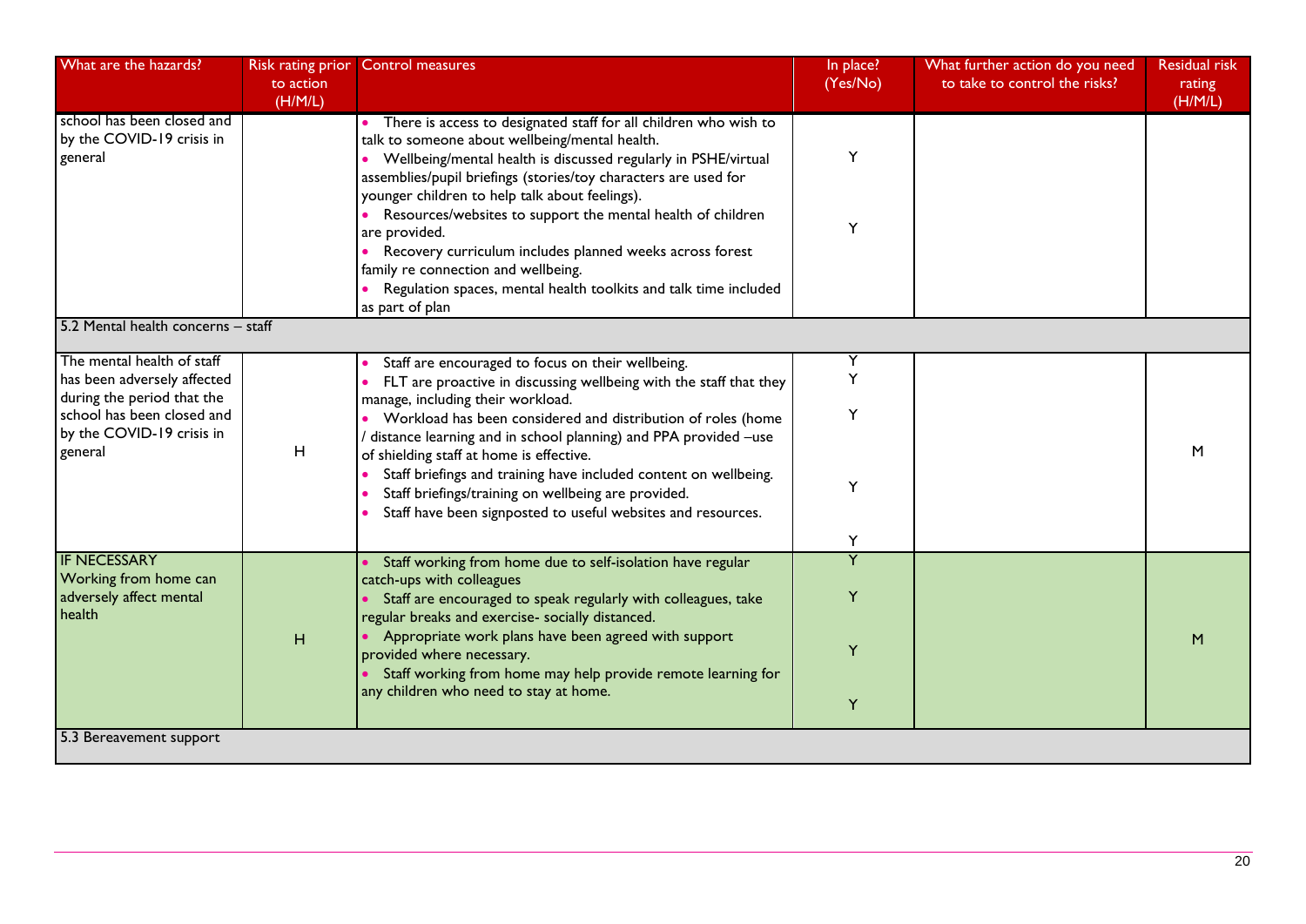| What are the hazards? | Risk rating prior to action (H/M/L) | Control measures | In place? (Yes/No) | What further action do you need to take to control the risks? | Residual risk rating (H/M/L) |
|---|---|---|---|---|---|
| school has been closed and by the COVID-19 crisis in general | | • There is access to designated staff for all children who wish to talk to someone about wellbeing/mental health.<br>• Wellbeing/mental health is discussed regularly in PSHE/virtual assemblies/pupil briefings (stories/toy characters are used for younger children to help talk about feelings).<br>• Resources/websites to support the mental health of children are provided.<br>• Recovery curriculum includes planned weeks across forest family re connection and wellbeing.<br>• Regulation spaces, mental health toolkits and talk time included as part of plan | Y<br>Y | | |
| 5.2 Mental health concerns – staff | | | | | |
| The mental health of staff has been adversely affected during the period that the school has been closed and by the COVID-19 crisis in general | H | • Staff are encouraged to focus on their wellbeing.<br>• FLT are proactive in discussing wellbeing with the staff that they manage, including their workload.<br>• Workload has been considered and distribution of roles (home / distance learning and in school planning) and PPA provided –use of shielding staff at home is effective.<br>• Staff briefings and training have included content on wellbeing.<br>• Staff briefings/training on wellbeing are provided.<br>• Staff have been signposted to useful websites and resources. | Y<br>Y<br>Y<br>Y<br>Y | | M |
| IF NECESSARY<br>Working from home can adversely affect mental health | H | • Staff working from home due to self-isolation have regular catch-ups with colleagues<br>• Staff are encouraged to speak regularly with colleagues, take regular breaks and exercise- socially distanced.<br>• Appropriate work plans have been agreed with support provided where necessary.<br>• Staff working from home may help provide remote learning for any children who need to stay at home. | Y<br>Y<br>Y<br>Y | | M |
| 5.3 Bereavement support | | | | | |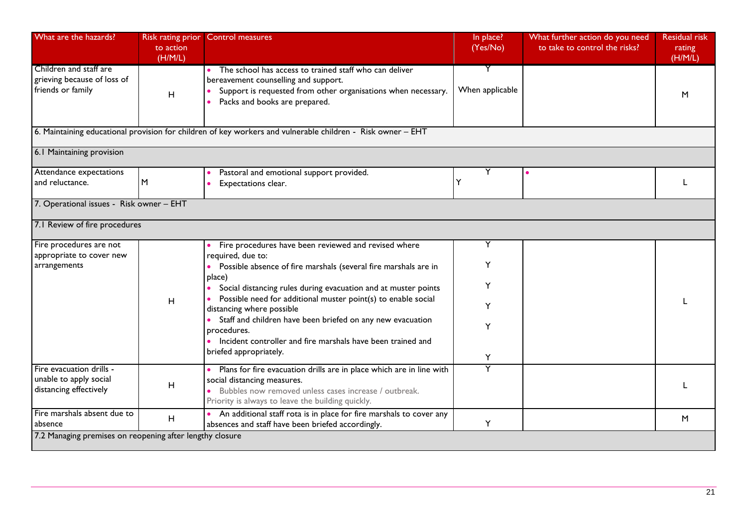| What are the hazards? | Risk rating prior to action (H/M/L) | Control measures | In place? (Yes/No) | What further action do you need to take to control the risks? | Residual risk rating (H/M/L) |
|---|---|---|---|---|---|
| Children and staff are grieving because of loss of friends or family | H | • The school has access to trained staff who can deliver bereavement counselling and support.<br>• Support is requested from other organisations when necessary.<br>• Packs and books are prepared. | Y<br>When applicable | | M |
| 6. Maintaining educational provision for children of key workers and vulnerable children - Risk owner – EHT | | | | | |
| 6.1 Maintaining provision | | | | | |
| Attendance expectations and reluctance. | M | • Pastoral and emotional support provided.<br>• Expectations clear. | Y<br>Y | • | L |
| 7. Operational issues - Risk owner – EHT | | | | | |
| 7.1 Review of fire procedures | | | | | |
| Fire procedures are not appropriate to cover new arrangements | H | • Fire procedures have been reviewed and revised where required, due to:<br>• Possible absence of fire marshals (several fire marshals are in place)<br>• Social distancing rules during evacuation and at muster points<br>• Possible need for additional muster point(s) to enable social distancing where possible<br>• Staff and children have been briefed on any new evacuation procedures.<br>• Incident controller and fire marshals have been trained and briefed appropriately. | Y<br>Y<br>Y<br>Y<br>Y<br>Y | | L |
| Fire evacuation drills - unable to apply social distancing effectively | H | • Plans for fire evacuation drills are in place which are in line with social distancing measures.<br>• Bubbles now removed unless cases increase / outbreak. Priority is always to leave the building quickly. | Y | | L |
| Fire marshals absent due to absence | H | • An additional staff rota is in place for fire marshals to cover any absences and staff have been briefed accordingly. | Y | | M |
| 7.2 Managing premises on reopening after lengthy closure | | | | | |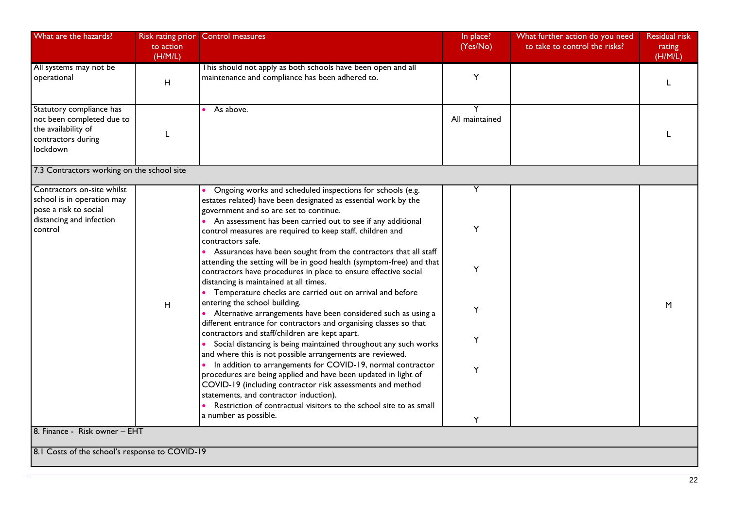| What are the hazards? | Risk rating prior to action (H/M/L) | Control measures | In place? (Yes/No) | What further action do you need to take to control the risks? | Residual risk rating (H/M/L) |
|---|---|---|---|---|---|
| All systems may not be operational | H | This should not apply as both schools have been open and all maintenance and compliance has been adhered to. | Y | | L |
| Statutory compliance has not been completed due to the availability of contractors during lockdown | L | • As above. | Y All maintained | | L |
| 7.3 Contractors working on the school site | | | | | |
| Contractors on-site whilst school is in operation may pose a risk to social distancing and infection control | H | • Ongoing works and scheduled inspections for schools (e.g. estates related) have been designated as essential work by the government and so are set to continue.<br>• An assessment has been carried out to see if any additional control measures are required to keep staff, children and contractors safe.<br>• Assurances have been sought from the contractors that all staff attending the setting will be in good health (symptom-free) and that contractors have procedures in place to ensure effective social distancing is maintained at all times.<br>• Temperature checks are carried out on arrival and before entering the school building.<br>• Alternative arrangements have been considered such as using a different entrance for contractors and organising classes so that contractors and staff/children are kept apart.<br>• Social distancing is being maintained throughout any such works and where this is not possible arrangements are reviewed.<br>• In addition to arrangements for COVID-19, normal contractor procedures are being applied and have been updated in light of COVID-19 (including contractor risk assessments and method statements, and contractor induction).<br>• Restriction of contractual visitors to the school site to as small a number as possible. | Y<br>Y<br>Y<br>Y<br>Y<br>Y<br>Y | | M |
| 8. Finance - Risk owner – EHT | | | | | |
| 8.1 Costs of the school's response to COVID-19 | | | | | |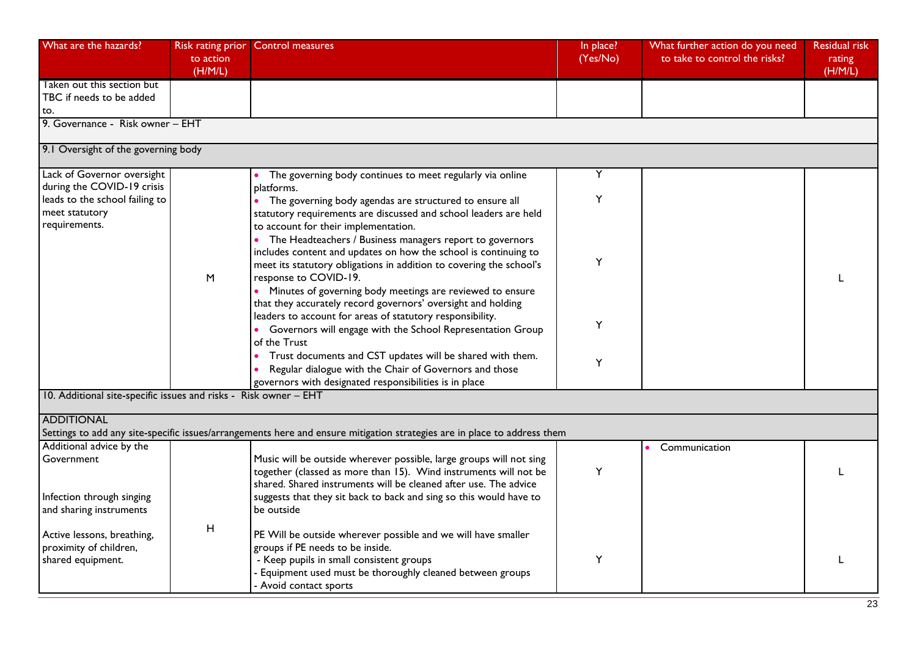| What are the hazards? | Risk rating prior to action (H/M/L) | Control measures | In place? (Yes/No) | What further action do you need to take to control the risks? | Residual risk rating (H/M/L) |
|---|---|---|---|---|---|
| Taken out this section but TBC if needs to be added to. | | | | | |
| **9. Governance - Risk owner – EHT** | | | | | |
| **9.1 Oversight of the governing body** | | | | | |
| Lack of Governor oversight during the COVID-19 crisis leads to the school failing to meet statutory requirements. | M | • The governing body continues to meet regularly via online platforms.<br>• The governing body agendas are structured to ensure all statutory requirements are discussed and school leaders are held to account for their implementation.<br>• The Headteachers / Business managers report to governors includes content and updates on how the school is continuing to meet its statutory obligations in addition to covering the school's response to COVID-19.<br>• Minutes of governing body meetings are reviewed to ensure that they accurately record governors' oversight and holding leaders to account for areas of statutory responsibility.<br>• Governors will engage with the School Representation Group of the Trust<br>• Trust documents and CST updates will be shared with them.<br>• Regular dialogue with the Chair of Governors and those governors with designated responsibilities is in place | Y<br>Y<br>Y<br>Y<br>Y | | L |
| **10. Additional site-specific issues and risks - Risk owner – EHT** | | | | | |
| **ADDITIONAL**<br>Settings to add any site-specific issues/arrangements here and ensure mitigation strategies are in place to address them | | | | | |
| Additional advice by the Government<br><br>Infection through singing and sharing instruments | H | Music will be outside wherever possible, large groups will not sing together (classed as more than 15). Wind instruments will not be shared. Shared instruments will be cleaned after use. The advice suggests that they sit back to back and sing so this would have to be outside | Y | • Communication | L |
| Active lessons, breathing, proximity of children, shared equipment. | | PE Will be outside wherever possible and we will have smaller groups if PE needs to be inside.<br>- Keep pupils in small consistent groups<br>- Equipment used must be thoroughly cleaned between groups<br>- Avoid contact sports | Y | | L |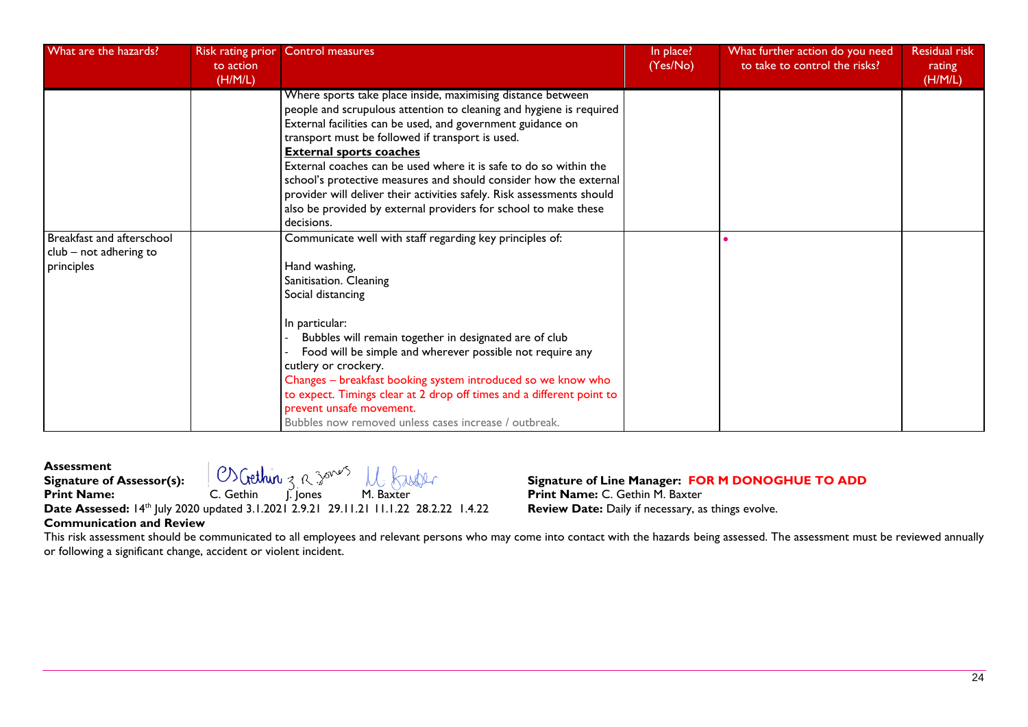| What are the hazards? | Risk rating prior to action (H/M/L) | Control measures | In place? (Yes/No) | What further action do you need to take to control the risks? | Residual risk rating (H/M/L) |
|---|---|---|---|---|---|
| | | Where sports take place inside, maximising distance between people and scrupulous attention to cleaning and hygiene is required External facilities can be used, and government guidance on transport must be followed if transport is used.<br>**External sports coaches**<br>External coaches can be used where it is safe to do so within the school's protective measures and should consider how the external provider will deliver their activities safely. Risk assessments should also be provided by external providers for school to make these decisions. | | | |
| Breakfast and afterschool club – not adhering to principles | | Communicate well with staff regarding key principles of:<br><br>Hand washing,<br>Sanitisation. Cleaning<br>Social distancing<br><br>In particular:<br>- Bubbles will remain together in designated are of club<br>- Food will be simple and wherever possible not require any cutlery or crockery.<br>Changes – breakfast booking system introduced so we know who to expect. Timings clear at 2 drop off times and a different point to prevent unsafe movement.<br>Bubbles now removed unless cases increase / outbreak. | | • | |

**Assessment**
**Signature of Assessor(s):**
**Print Name:** C. Gethin J. Jones M. Baxter
**Date Assessed:** 14th July 2020 updated 3.1.2021 2.9.21 29.11.21 11.1.22 28.2.22 1.4.22

**Signature of Line Manager: FOR M DONOGHUE TO ADD**
**Print Name:** C. Gethin M. Baxter
**Review Date:** Daily if necessary, as things evolve.

**Communication and Review**
This risk assessment should be communicated to all employees and relevant persons who may come into contact with the hazards being assessed. The assessment must be reviewed annually or following a significant change, accident or violent incident.